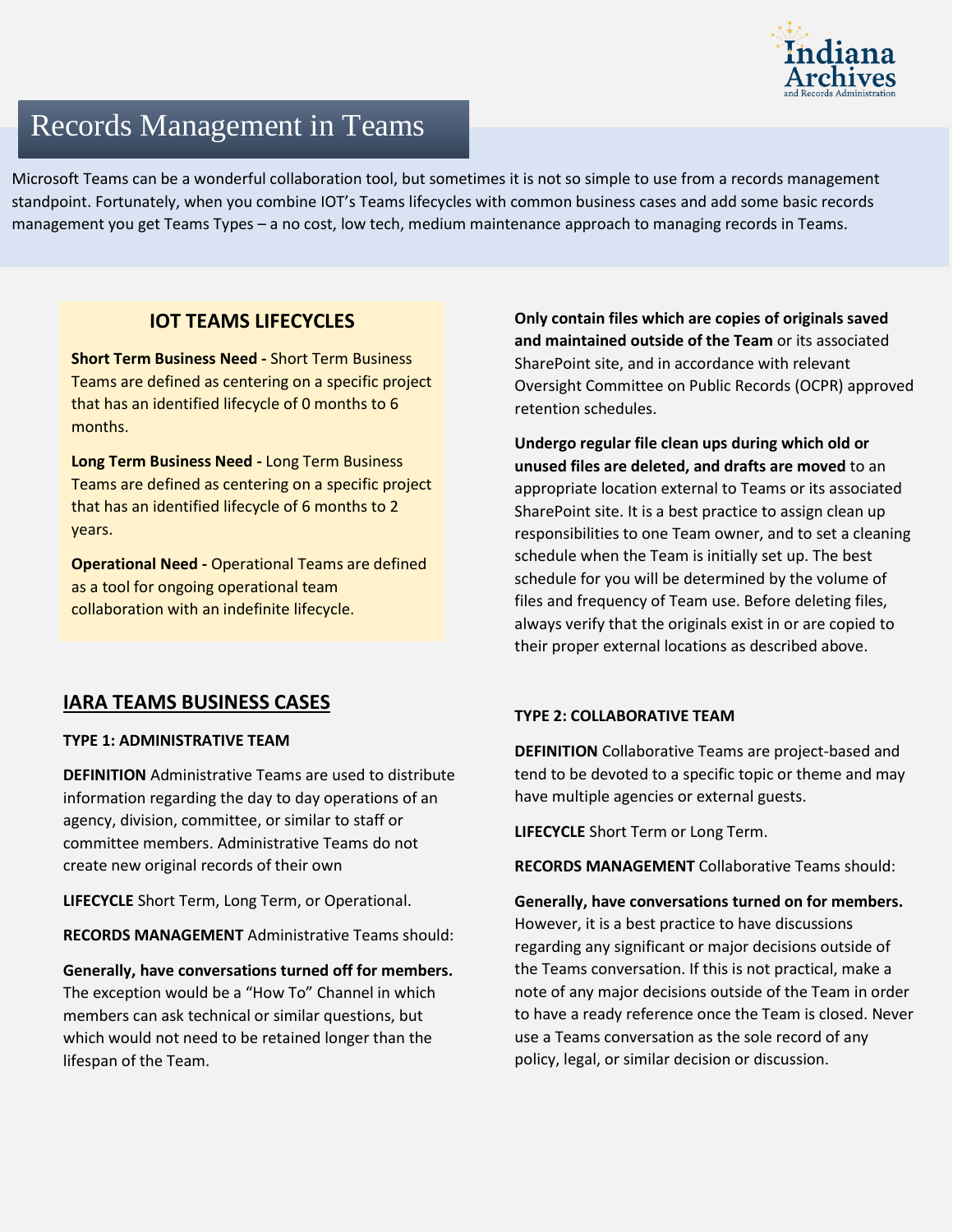# Records Management in Teams

Microsoft Teams can be a wonderful collaboration tool, but sometimes it is not so simple to use from a records management standpoint. Fortunately, when you combine IOT's Teams lifecycles with common business cases and add some basic records management you get Teams Types – a no cost, low tech, medium maintenance approach to managing records in Teams.

## IOT TEAMS LIFECYCLES

**Short Term Business Need -** Short Term Business Teams are defined as centering on a specific project that has an identified lifecycle of 0 months to 6 months.

**Long Term Business Need -** Long Term Business Teams are defined as centering on a specific project that has an identified lifecycle of 6 months to 2 years.

**Operational Need -** Operational Teams are defined as a tool for ongoing operational team collaboration with an indefinite lifecycle.

## IARA TEAMS BUSINESS CASES

### TYPE 1: ADMINISTRATIVE TEAM

**DEFINITION** Administrative Teams are used to distribute information regarding the day to day operations of an agency, division, committee, or similar to staff or committee members. Administrative Teams do not create new original records of their own

**LIFECYCLE** Short Term, Long Term, or Operational.

**RECORDS MANAGEMENT** Administrative Teams should:

**Generally, have conversations turned off for members.** The exception would be a "How To" Channel in which members can ask technical or similar questions, but which would not need to be retained longer than the lifespan of the Team.

**Only contain files which are copies of originals saved and maintained outside of the Team** or its associated SharePoint site, and in accordance with relevant Oversight Committee on Public Records (OCPR) approved retention schedules.

**Undergo regular file clean ups during which old or unused files are deleted, and drafts are moved** to an appropriate location external to Teams or its associated SharePoint site. It is a best practice to assign clean up responsibilities to one Team owner, and to set a cleaning schedule when the Team is initially set up. The best schedule for you will be determined by the volume of files and frequency of Team use. Before deleting files, always verify that the originals exist in or are copied to their proper external locations as described above.

### TYPE 2: COLLABORATIVE TEAM

**DEFINITION** Collaborative Teams are project-based and tend to be devoted to a specific topic or theme and may have multiple agencies or external guests.

**LIFECYCLE** Short Term or Long Term.

**RECORDS MANAGEMENT** Collaborative Teams should:

**Generally, have conversations turned on for members.** However, it is a best practice to have discussions regarding any significant or major decisions outside of the Teams conversation. If this is not practical, make a note of any major decisions outside of the Team in order to have a ready reference once the Team is closed. Never use a Teams conversation as the sole record of any policy, legal, or similar decision or discussion.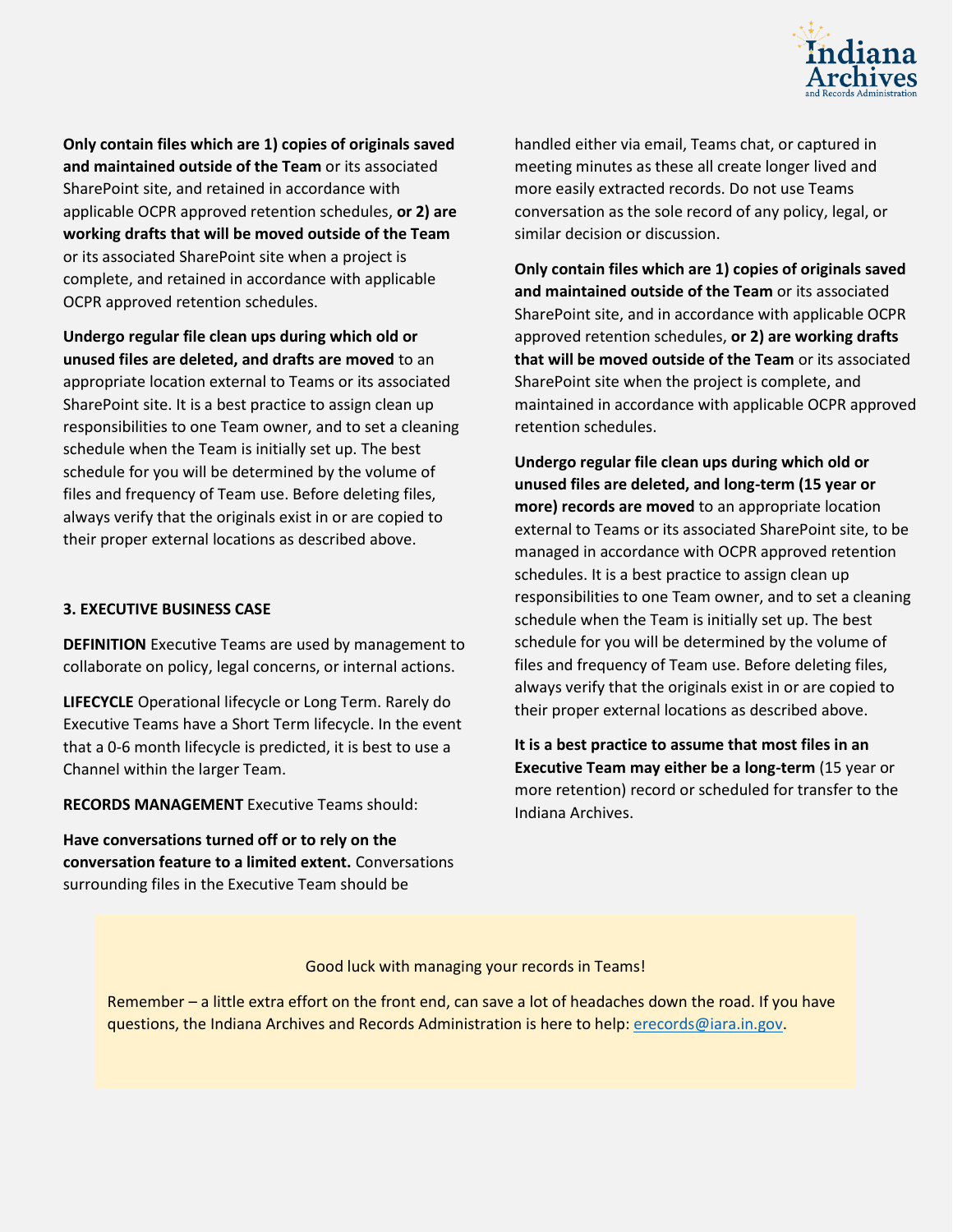**Only contain files which are 1) copies of originals saved and maintained outside of the Team** or its associated SharePoint site, and retained in accordance with applicable OCPR approved retention schedules, **or 2) are working drafts that will be moved outside of the Team** or its associated SharePoint site when a project is complete, and retained in accordance with applicable OCPR approved retention schedules.

**Undergo regular file clean ups during which old or unused files are deleted, and drafts are moved** to an appropriate location external to Teams or its associated SharePoint site. It is a best practice to assign clean up responsibilities to one Team owner, and to set a cleaning schedule when the Team is initially set up. The best schedule for you will be determined by the volume of files and frequency of Team use. Before deleting files, always verify that the originals exist in or are copied to their proper external locations as described above.

### 3. EXECUTIVE BUSINESS CASE

**DEFINITION** Executive Teams are used by management to collaborate on policy, legal concerns, or internal actions.

**LIFECYCLE** Operational lifecycle or Long Term. Rarely do Executive Teams have a Short Term lifecycle. In the event that a 0-6 month lifecycle is predicted, it is best to use a Channel within the larger Team.

**RECORDS MANAGEMENT** Executive Teams should:

**Have conversations turned off or to rely on the conversation feature to a limited extent.** Conversations surrounding files in the Executive Team should be handled either via email, Teams chat, or captured in meeting minutes as these all create longer lived and more easily extracted records. Do not use Teams conversation as the sole record of any policy, legal, or similar decision or discussion.

**Only contain files which are 1) copies of originals saved and maintained outside of the Team** or its associated SharePoint site, and in accordance with applicable OCPR approved retention schedules, **or 2) are working drafts that will be moved outside of the Team** or its associated SharePoint site when the project is complete, and maintained in accordance with applicable OCPR approved retention schedules.

**Undergo regular file clean ups during which old or unused files are deleted, and long-term (15 year or more) records are moved** to an appropriate location external to Teams or its associated SharePoint site, to be managed in accordance with OCPR approved retention schedules. It is a best practice to assign clean up responsibilities to one Team owner, and to set a cleaning schedule when the Team is initially set up. The best schedule for you will be determined by the volume of files and frequency of Team use. Before deleting files, always verify that the originals exist in or are copied to their proper external locations as described above.

**It is a best practice to assume that most files in an Executive Team may either be a long-term** (15 year or more retention) record or scheduled for transfer to the Indiana Archives.

Good luck with managing your records in Teams!

Remember – a little extra effort on the front end, can save a lot of headaches down the road. If you have questions, the Indiana Archives and Records Administration is here to help: erecords@iara.in.gov.